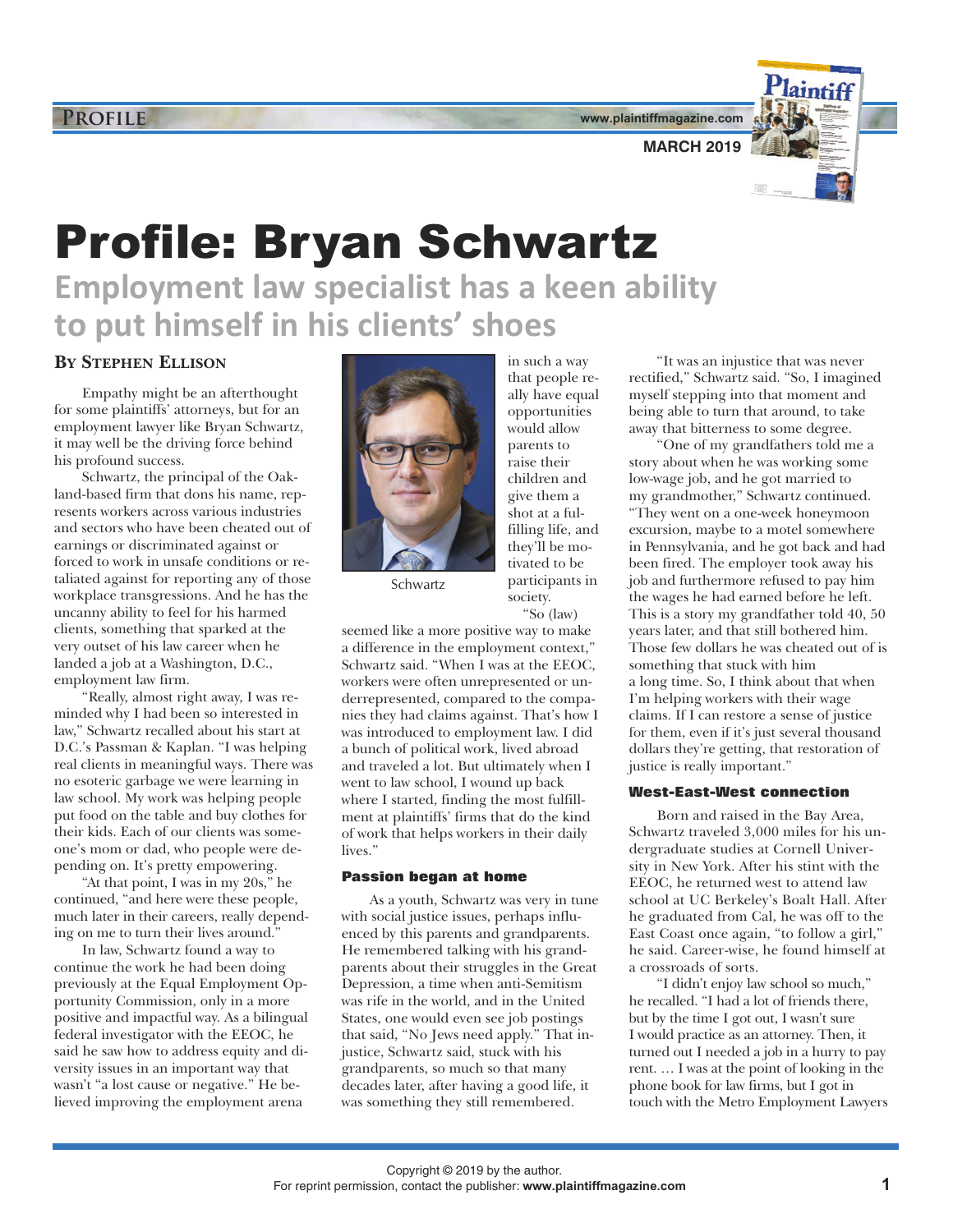# Profile: Bryan Schwartz

## Employment law specialist has a keen ability to put himself in his clients' shoes

**By Stephen Ellison**

Empathy might be an afterthought for some plaintiffs' attorneys, but for an employment lawyer like Bryan Schwartz, it may well be the driving force behind his profound success.

Schwartz, the principal of the Oakland-based firm that dons his name, represents workers across various industries and sectors who have been cheated out of earnings or discriminated against or forced to work in unsafe conditions or retaliated against for reporting any of those workplace transgressions. And he has the uncanny ability to feel for his harmed clients, something that sparked at the very outset of his law career when he landed a job at a Washington, D.C., employment law firm.

"Really, almost right away, I was reminded why I had been so interested in law," Schwartz recalled about his start at D.C.'s Passman & Kaplan. "I was helping real clients in meaningful ways. There was no esoteric garbage we were learning in law school. My work was helping people put food on the table and buy clothes for their kids. Each of our clients was someone's mom or dad, who people were depending on. It's pretty empowering.

"At that point, I was in my 20s," he continued, "and here were these people, much later in their careers, really depending on me to turn their lives around."

In law, Schwartz found a way to continue the work he had been doing previously at the Equal Employment Opportunity Commission, only in a more positive and impactful way. As a bilingual federal investigator with the EEOC, he said he saw how to address equity and diversity issues in an important way that wasn't "a lost cause or negative." He believed improving the employment arena in such a way that people really have equal opportunities would allow parents to raise their children and give them a shot at a fulfilling life, and they'll be motivated to be participants in society.

Schwartz

"So (law) seemed like a more positive way to make a difference in the employment context," Schwartz said. "When I was at the EEOC, workers were often unrepresented or underrepresented, compared to the companies they had claims against. That's how I was introduced to employment law. I did a bunch of political work, lived abroad and traveled a lot. But ultimately when I went to law school, I wound up back where I started, finding the most fulfillment at plaintiffs' firms that do the kind of work that helps workers in their daily lives."

### Passion began at home

As a youth, Schwartz was very in tune with social justice issues, perhaps influenced by this parents and grandparents. He remembered talking with his grandparents about their struggles in the Great Depression, a time when anti-Semitism was rife in the world, and in the United States, one would even see job postings that said, "No Jews need apply." That injustice, Schwartz said, stuck with his grandparents, so much so that many decades later, after having a good life, it was something they still remembered.

"It was an injustice that was never rectified," Schwartz said. "So, I imagined myself stepping into that moment and being able to turn that around, to take away that bitterness to some degree.

"One of my grandfathers told me a story about when he was working some low-wage job, and he got married to my grandmother," Schwartz continued. "They went on a one-week honeymoon excursion, maybe to a motel somewhere in Pennsylvania, and he got back and had been fired. The employer took away his job and furthermore refused to pay him the wages he had earned before he left. This is a story my grandfather told 40, 50 years later, and that still bothered him. Those few dollars he was cheated out of is something that stuck with him a long time. So, I think about that when I'm helping workers with their wage claims. If I can restore a sense of justice for them, even if it's just several thousand dollars they're getting, that restoration of justice is really important."

### West-East-West connection

Born and raised in the Bay Area, Schwartz traveled 3,000 miles for his undergraduate studies at Cornell University in New York. After his stint with the EEOC, he returned west to attend law school at UC Berkeley's Boalt Hall. After he graduated from Cal, he was off to the East Coast once again, "to follow a girl," he said. Career-wise, he found himself at a crossroads of sorts.

"I didn't enjoy law school so much," he recalled. "I had a lot of friends there, but by the time I got out, I wasn't sure I would practice as an attorney. Then, it turned out I needed a job in a hurry to pay rent. … I was at the point of looking in the phone book for law firms, but I got in touch with the Metro Employment Lawyers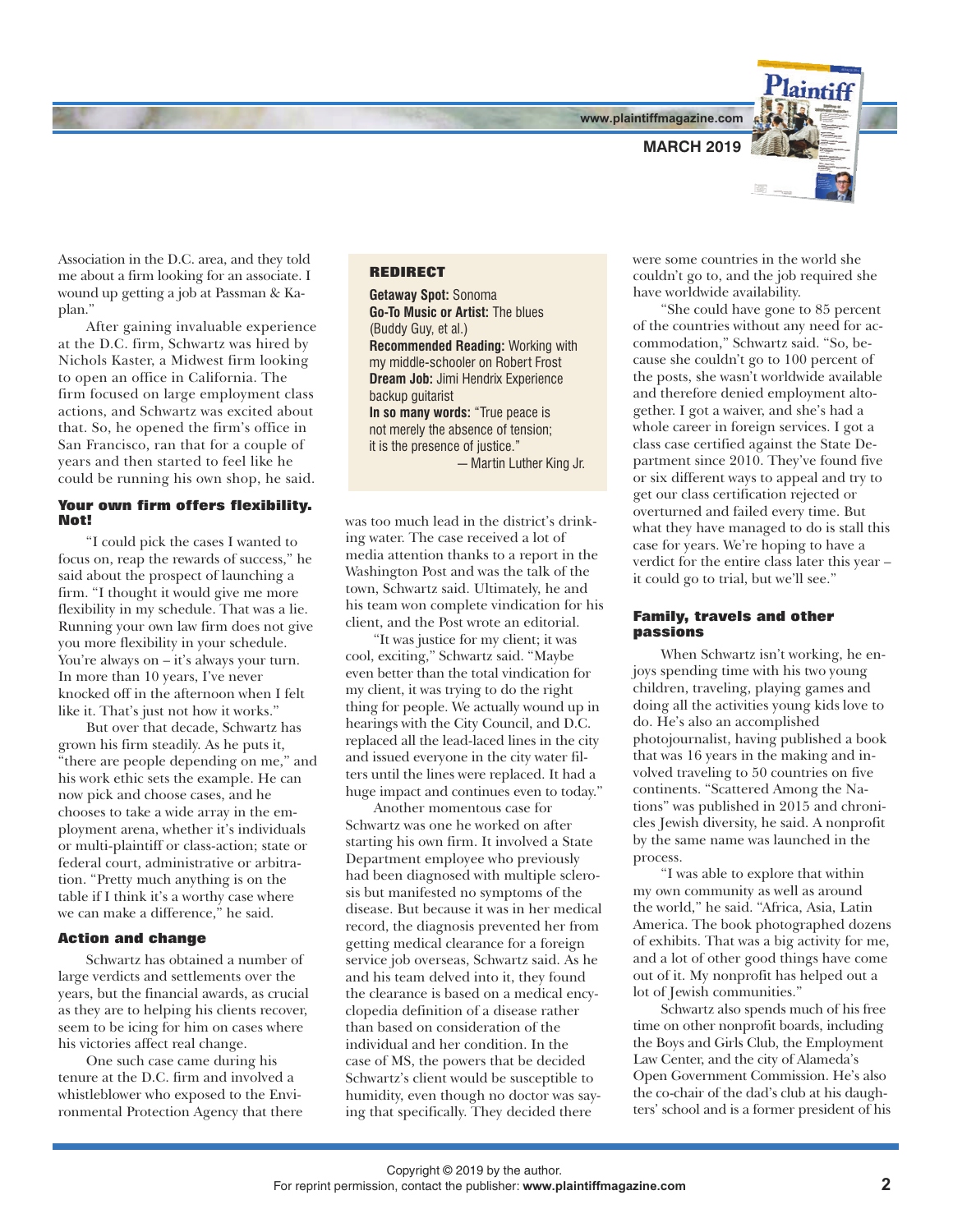Association in the D.C. area, and they told me about a firm looking for an associate. I wound up getting a job at Passman & Kaplan."

After gaining invaluable experience at the D.C. firm, Schwartz was hired by Nichols Kaster, a Midwest firm looking to open an office in California. The firm focused on large employment class actions, and Schwartz was excited about that. So, he opened the firm's office in San Francisco, ran that for a couple of years and then started to feel like he could be running his own shop, he said.

### Your own firm offers flexibility. Not!

"I could pick the cases I wanted to focus on, reap the rewards of success," he said about the prospect of launching a firm. "I thought it would give me more flexibility in my schedule. That was a lie. Running your own law firm does not give you more flexibility in your schedule. You're always on – it's always your turn. In more than 10 years, I've never knocked off in the afternoon when I felt like it. That's just not how it works."

But over that decade, Schwartz has grown his firm steadily. As he puts it, "there are people depending on me," and his work ethic sets the example. He can now pick and choose cases, and he chooses to take a wide array in the employment arena, whether it's individuals or multi-plaintiff or class-action; state or federal court, administrative or arbitration. "Pretty much anything is on the table if I think it's a worthy case where we can make a difference," he said.

### Action and change

Schwartz has obtained a number of large verdicts and settlements over the years, but the financial awards, as crucial as they are to helping his clients recover, seem to be icing for him on cases where his victories affect real change.

One such case came during his tenure at the D.C. firm and involved a whistleblower who exposed to the Environmental Protection Agency that there was too much lead in the district's drinking water. The case received a lot of media attention thanks to a report in the Washington Post and was the talk of the town, Schwartz said. Ultimately, he and his team won complete vindication for his client, and the Post wrote an editorial.

"It was justice for my client; it was cool, exciting," Schwartz said. "Maybe even better than the total vindication for my client, it was trying to do the right thing for people. We actually wound up in hearings with the City Council, and D.C. replaced all the lead-laced lines in the city and issued everyone in the city water filters until the lines were replaced. It had a huge impact and continues even to today."

Another momentous case for Schwartz was one he worked on after starting his own firm. It involved a State Department employee who previously had been diagnosed with multiple sclerosis but manifested no symptoms of the disease. But because it was in her medical record, the diagnosis prevented her from getting medical clearance for a foreign service job overseas, Schwartz said. As he and his team delved into it, they found the clearance is based on a medical encyclopedia definition of a disease rather than based on consideration of the individual and her condition. In the case of MS, the powers that be decided Schwartz's client would be susceptible to humidity, even though no doctor was saying that specifically. They decided there were some countries in the world she couldn't go to, and the job required she have worldwide availability.

"She could have gone to 85 percent of the countries without any need for accommodation," Schwartz said. "So, because she couldn't go to 100 percent of the posts, she wasn't worldwide available and therefore denied employment altogether. I got a waiver, and she's had a whole career in foreign services. I got a class case certified against the State Department since 2010. They've found five or six different ways to appeal and try to get our class certification rejected or overturned and failed every time. But what they have managed to do is stall this case for years. We're hoping to have a verdict for the entire class later this year – it could go to trial, but we'll see."

> **REDIRECT**
>
> **Getaway Spot:** Sonoma
> **Go-To Music or Artist:** The blues (Buddy Guy, et al.)
> **Recommended Reading:** Working with my middle-schooler on Robert Frost
> **Dream Job:** Jimi Hendrix Experience backup guitarist
> **In so many words:** "True peace is not merely the absence of tension; it is the presence of justice."
> — Martin Luther King Jr.

### Family, travels and other passions

When Schwartz isn't working, he enjoys spending time with his two young children, traveling, playing games and doing all the activities young kids love to do. He's also an accomplished photojournalist, having published a book that was 16 years in the making and involved traveling to 50 countries on five continents. "Scattered Among the Nations" was published in 2015 and chronicles Jewish diversity, he said. A nonprofit by the same name was launched in the process.

"I was able to explore that within my own community as well as around the world," he said. "Africa, Asia, Latin America. The book photographed dozens of exhibits. That was a big activity for me, and a lot of other good things have come out of it. My nonprofit has helped out a lot of Jewish communities."

Schwartz also spends much of his free time on other nonprofit boards, including the Boys and Girls Club, the Employment Law Center, and the city of Alameda's Open Government Commission. He's also the co-chair of the dad's club at his daughters' school and is a former president of his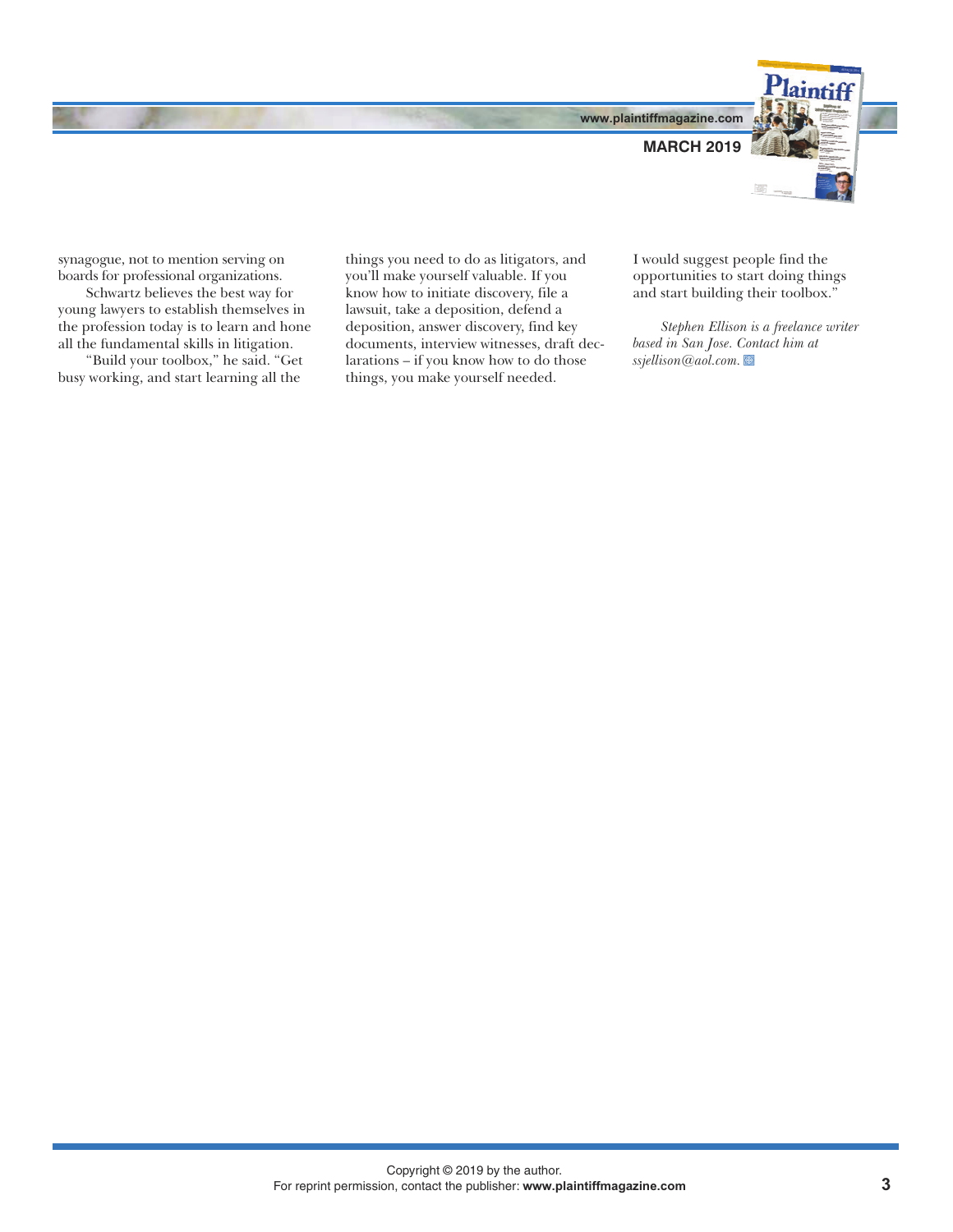synagogue, not to mention serving on boards for professional organizations.

Schwartz believes the best way for young lawyers to establish themselves in the profession today is to learn and hone all the fundamental skills in litigation.

"Build your toolbox," he said. "Get busy working, and start learning all the things you need to do as litigators, and you'll make yourself valuable. If you know how to initiate discovery, file a lawsuit, take a deposition, defend a deposition, answer discovery, find key documents, interview witnesses, draft declarations – if you know how to do those things, you make yourself needed. I would suggest people find the opportunities to start doing things and start building their toolbox."

*Stephen Ellison is a freelance writer based in San Jose. Contact him at ssjellison@aol.com.*

Copyright © 2019 by the author.
For reprint permission, contact the publisher: **www.plaintiffmagazine.com**